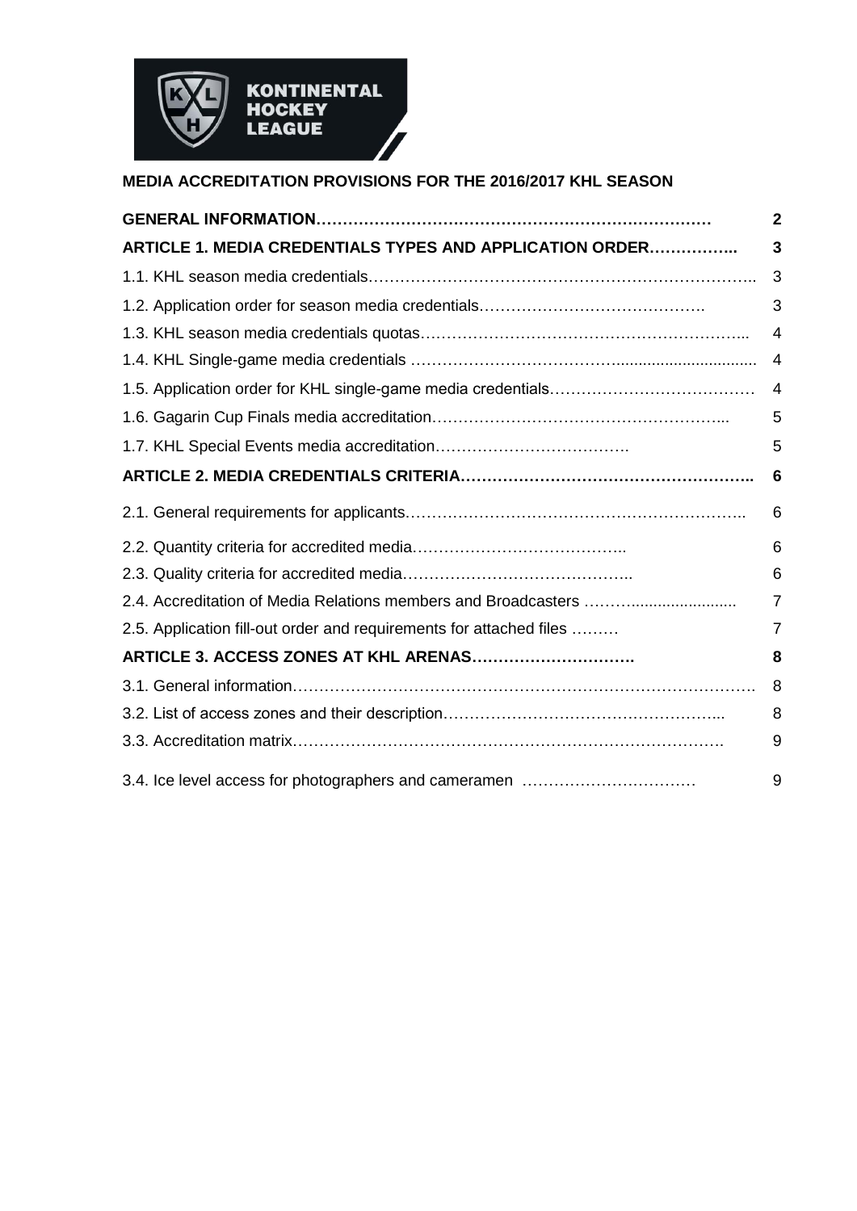KONTINENTAL HOCKEY LEAGUE

**MEDIA ACCREDITATION PROVISIONS FOR THE 2016/2017 KHL SEASON**

| | |
|---|---|
| **GENERAL INFORMATION……………………………………………………………** | **2** |
| **ARTICLE 1. MEDIA CREDENTIALS TYPES AND APPLICATION ORDER……………..** | **3** |
| 1.1. KHL season media credentials……………………………………………………………….. | 3 |
| 1.2. Application order for season media credentials……………………………………. | 3 |
| 1.3. KHL season media credentials quotas…………………………………………………….. | 4 |
| 1.4. KHL Single-game media credentials ………………………………............................. | 4 |
| 1.5. Application order for KHL single-game media credentials………………………………… | 4 |
| 1.6. Gagarin Cup Finals media accreditation……………………………………………... | 5 |
| 1.7. KHL Special Events media accreditation………………………………. | 5 |
| **ARTICLE 2. MEDIA CREDENTIALS CRITERIA……………………………………………..** | **6** |
| 2.1. General requirements for applicants……………………………………………………….. | 6 |
| 2.2. Quantity criteria for accredited media………………………………….. | 6 |
| 2.3. Quality criteria for accredited media…………………………………….. | 6 |
| 2.4. Accreditation of Media Relations members and Broadcasters ……........................ | 7 |
| 2.5. Application fill-out order and requirements for attached files ……… | 7 |
| **ARTICLE 3. ACCESS ZONES AT KHL ARENAS………………………….** | **8** |
| 3.1. General information……………………………………………………………………………. | 8 |
| 3.2. List of access zones and their description……………………………………………... | 8 |
| 3.3. Accreditation matrix………………………………………………………………………. | 9 |
| 3.4. Ice level access for photographers and cameramen …………………………… | 9 |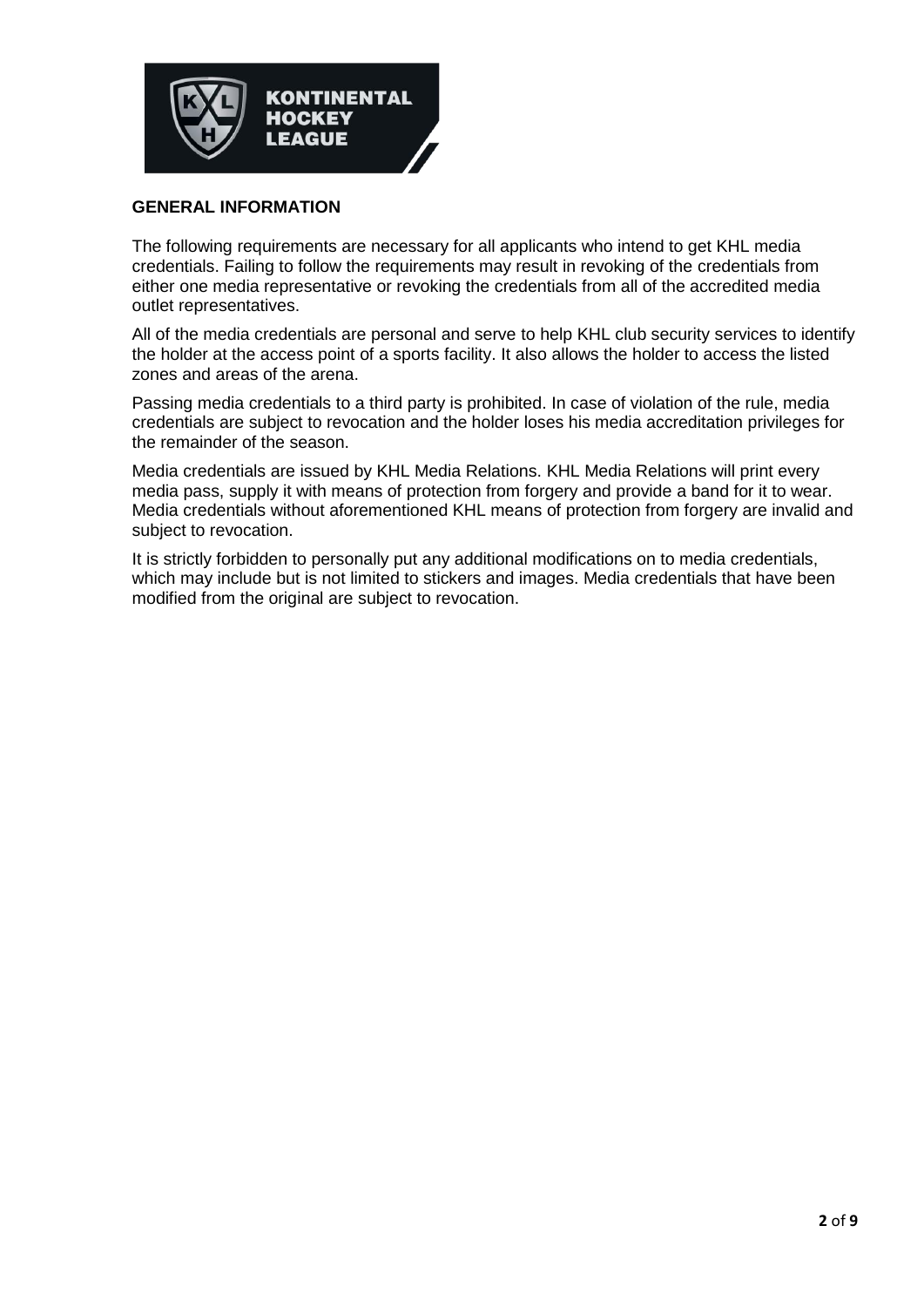## GENERAL INFORMATION

The following requirements are necessary for all applicants who intend to get KHL media credentials. Failing to follow the requirements may result in revoking of the credentials from either one media representative or revoking the credentials from all of the accredited media outlet representatives.

All of the media credentials are personal and serve to help KHL club security services to identify the holder at the access point of a sports facility. It also allows the holder to access the listed zones and areas of the arena.

Passing media credentials to a third party is prohibited. In case of violation of the rule, media credentials are subject to revocation and the holder loses his media accreditation privileges for the remainder of the season.

Media credentials are issued by KHL Media Relations. KHL Media Relations will print every media pass, supply it with means of protection from forgery and provide a band for it to wear. Media credentials without aforementioned KHL means of protection from forgery are invalid and subject to revocation.

It is strictly forbidden to personally put any additional modifications on to media credentials, which may include but is not limited to stickers and images. Media credentials that have been modified from the original are subject to revocation.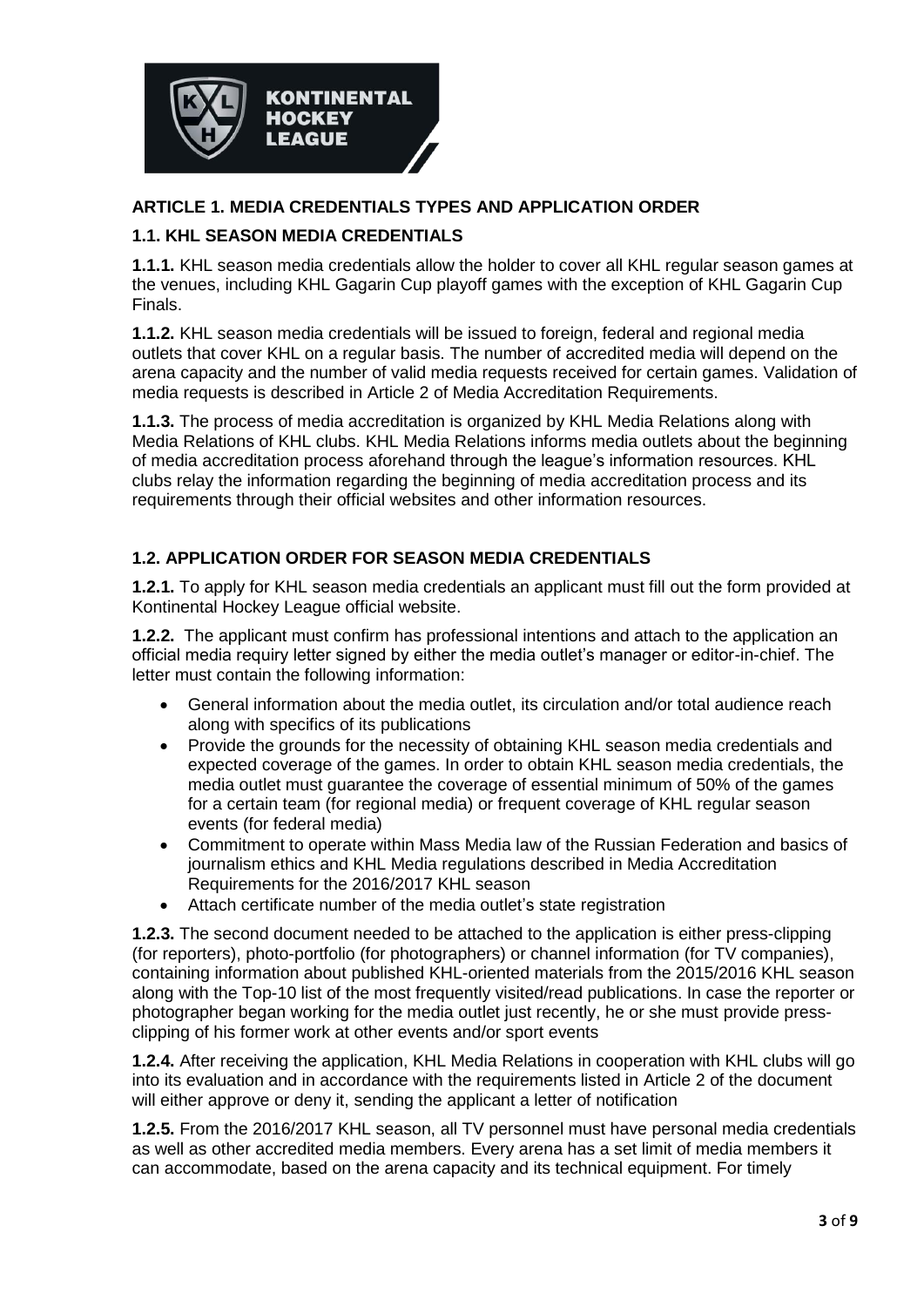## ARTICLE 1. MEDIA CREDENTIALS TYPES AND APPLICATION ORDER

### 1.1. KHL SEASON MEDIA CREDENTIALS

**1.1.1.** KHL season media credentials allow the holder to cover all KHL regular season games at the venues, including KHL Gagarin Cup playoff games with the exception of KHL Gagarin Cup Finals.

**1.1.2.** KHL season media credentials will be issued to foreign, federal and regional media outlets that cover KHL on a regular basis. The number of accredited media will depend on the arena capacity and the number of valid media requests received for certain games. Validation of media requests is described in Article 2 of Media Accreditation Requirements.

**1.1.3.** The process of media accreditation is organized by KHL Media Relations along with Media Relations of KHL clubs. KHL Media Relations informs media outlets about the beginning of media accreditation process aforehand through the league's information resources. KHL clubs relay the information regarding the beginning of media accreditation process and its requirements through their official websites and other information resources.

### 1.2. APPLICATION ORDER FOR SEASON MEDIA CREDENTIALS

**1.2.1.** To apply for KHL season media credentials an applicant must fill out the form provided at Kontinental Hockey League official website.

**1.2.2.** The applicant must confirm has professional intentions and attach to the application an official media requiry letter signed by either the media outlet's manager or editor-in-chief. The letter must contain the following information:

- General information about the media outlet, its circulation and/or total audience reach along with specifics of its publications
- Provide the grounds for the necessity of obtaining KHL season media credentials and expected coverage of the games. In order to obtain KHL season media credentials, the media outlet must guarantee the coverage of essential minimum of 50% of the games for a certain team (for regional media) or frequent coverage of KHL regular season events (for federal media)
- Commitment to operate within Mass Media law of the Russian Federation and basics of journalism ethics and KHL Media regulations described in Media Accreditation Requirements for the 2016/2017 KHL season
- Attach certificate number of the media outlet's state registration

**1.2.3.** The second document needed to be attached to the application is either press-clipping (for reporters), photo-portfolio (for photographers) or channel information (for TV companies), containing information about published KHL-oriented materials from the 2015/2016 KHL season along with the Top-10 list of the most frequently visited/read publications. In case the reporter or photographer began working for the media outlet just recently, he or she must provide press-clipping of his former work at other events and/or sport events

**1.2.4.** After receiving the application, KHL Media Relations in cooperation with KHL clubs will go into its evaluation and in accordance with the requirements listed in Article 2 of the document will either approve or deny it, sending the applicant a letter of notification

**1.2.5.** From the 2016/2017 KHL season, all TV personnel must have personal media credentials as well as other accredited media members. Every arena has a set limit of media members it can accommodate, based on the arena capacity and its technical equipment. For timely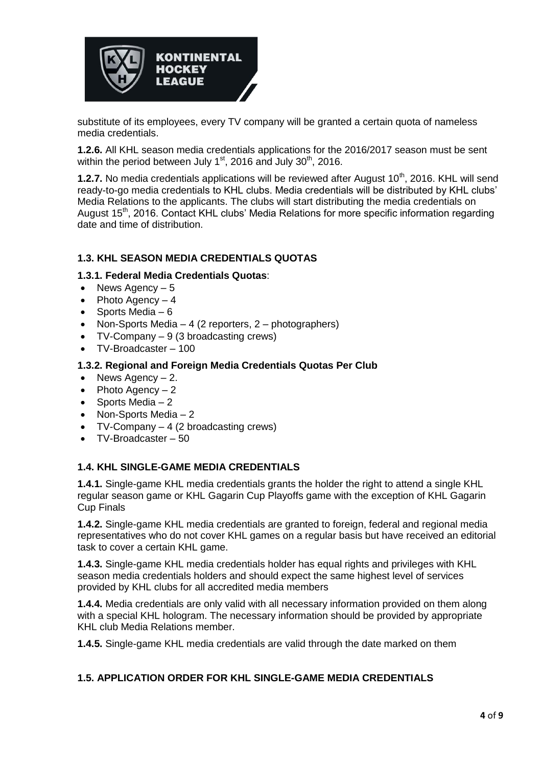substitute of its employees, every TV company will be granted a certain quota of nameless media credentials.

**1.2.6.** All KHL season media credentials applications for the 2016/2017 season must be sent within the period between July 1st, 2016 and July 30th, 2016.

**1.2.7.** No media credentials applications will be reviewed after August 10th, 2016. KHL will send ready-to-go media credentials to KHL clubs. Media credentials will be distributed by KHL clubs' Media Relations to the applicants. The clubs will start distributing the media credentials on August 15th, 2016. Contact KHL clubs' Media Relations for more specific information regarding date and time of distribution.

### 1.3. KHL SEASON MEDIA CREDENTIALS QUOTAS

**1.3.1. Federal Media Credentials Quotas**:

- News Agency – 5
- Photo Agency – 4
- Sports Media – 6
- Non-Sports Media – 4 (2 reporters, 2 – photographers)
- TV-Company – 9 (3 broadcasting crews)
- TV-Broadcaster – 100

**1.3.2. Regional and Foreign Media Credentials Quotas Per Club**

- News Agency – 2.
- Photo Agency – 2
- Sports Media – 2
- Non-Sports Media – 2
- TV-Company – 4 (2 broadcasting crews)
- TV-Broadcaster – 50

### 1.4. KHL SINGLE-GAME MEDIA CREDENTIALS

**1.4.1.** Single-game KHL media credentials grants the holder the right to attend a single KHL regular season game or KHL Gagarin Cup Playoffs game with the exception of KHL Gagarin Cup Finals

**1.4.2.** Single-game KHL media credentials are granted to foreign, federal and regional media representatives who do not cover KHL games on a regular basis but have received an editorial task to cover a certain KHL game.

**1.4.3.** Single-game KHL media credentials holder has equal rights and privileges with KHL season media credentials holders and should expect the same highest level of services provided by KHL clubs for all accredited media members

**1.4.4.** Media credentials are only valid with all necessary information provided on them along with a special KHL hologram. The necessary information should be provided by appropriate KHL club Media Relations member.

**1.4.5.** Single-game KHL media credentials are valid through the date marked on them

### 1.5. APPLICATION ORDER FOR KHL SINGLE-GAME MEDIA CREDENTIALS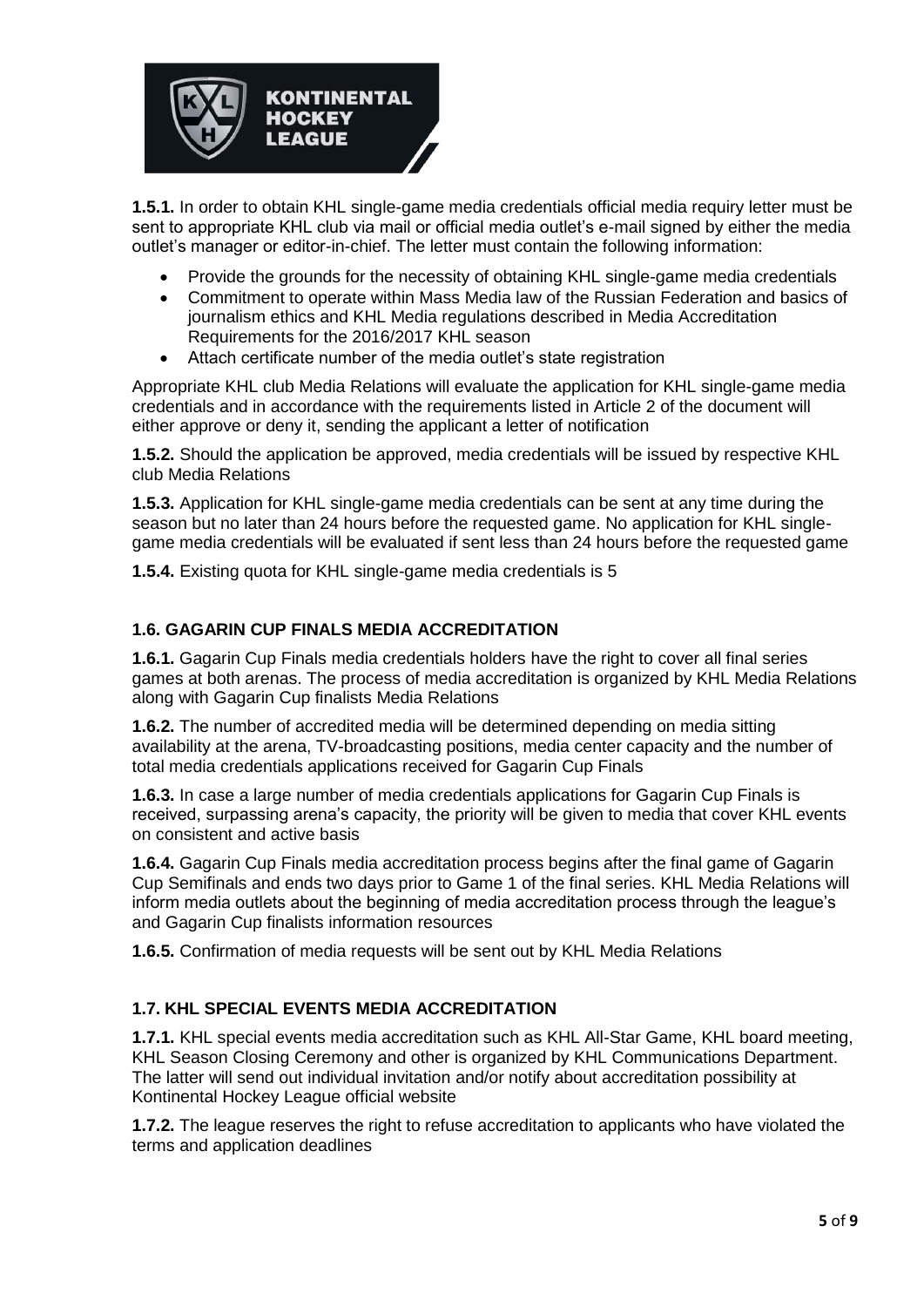**1.5.1.** In order to obtain KHL single-game media credentials official media requiry letter must be sent to appropriate KHL club via mail or official media outlet's e-mail signed by either the media outlet's manager or editor-in-chief. The letter must contain the following information:

- Provide the grounds for the necessity of obtaining KHL single-game media credentials
- Commitment to operate within Mass Media law of the Russian Federation and basics of journalism ethics and KHL Media regulations described in Media Accreditation Requirements for the 2016/2017 KHL season
- Attach certificate number of the media outlet's state registration

Appropriate KHL club Media Relations will evaluate the application for KHL single-game media credentials and in accordance with the requirements listed in Article 2 of the document will either approve or deny it, sending the applicant a letter of notification

**1.5.2.** Should the application be approved, media credentials will be issued by respective KHL club Media Relations

**1.5.3.** Application for KHL single-game media credentials can be sent at any time during the season but no later than 24 hours before the requested game. No application for KHL single-game media credentials will be evaluated if sent less than 24 hours before the requested game

**1.5.4.** Existing quota for KHL single-game media credentials is 5

### 1.6. GAGARIN CUP FINALS MEDIA ACCREDITATION

**1.6.1.** Gagarin Cup Finals media credentials holders have the right to cover all final series games at both arenas. The process of media accreditation is organized by KHL Media Relations along with Gagarin Cup finalists Media Relations

**1.6.2.** The number of accredited media will be determined depending on media sitting availability at the arena, TV-broadcasting positions, media center capacity and the number of total media credentials applications received for Gagarin Cup Finals

**1.6.3.** In case a large number of media credentials applications for Gagarin Cup Finals is received, surpassing arena's capacity, the priority will be given to media that cover KHL events on consistent and active basis

**1.6.4.** Gagarin Cup Finals media accreditation process begins after the final game of Gagarin Cup Semifinals and ends two days prior to Game 1 of the final series. KHL Media Relations will inform media outlets about the beginning of media accreditation process through the league's and Gagarin Cup finalists information resources

**1.6.5.** Confirmation of media requests will be sent out by KHL Media Relations

### 1.7. KHL SPECIAL EVENTS MEDIA ACCREDITATION

**1.7.1.** KHL special events media accreditation such as KHL All-Star Game, KHL board meeting, KHL Season Closing Ceremony and other is organized by KHL Communications Department. The latter will send out individual invitation and/or notify about accreditation possibility at Kontinental Hockey League official website

**1.7.2.** The league reserves the right to refuse accreditation to applicants who have violated the terms and application deadlines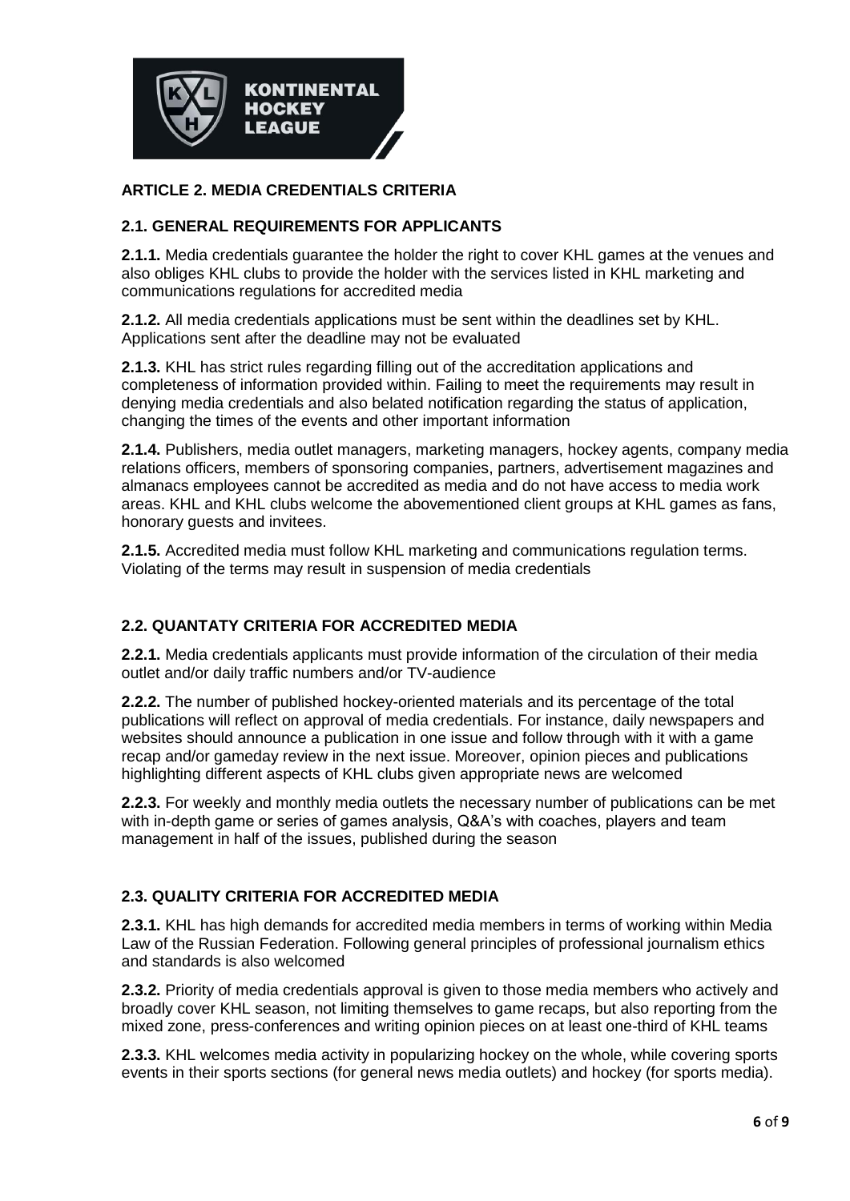## ARTICLE 2. MEDIA CREDENTIALS CRITERIA

### 2.1. GENERAL REQUIREMENTS FOR APPLICANTS

**2.1.1.** Media credentials guarantee the holder the right to cover KHL games at the venues and also obliges KHL clubs to provide the holder with the services listed in KHL marketing and communications regulations for accredited media

**2.1.2.** All media credentials applications must be sent within the deadlines set by KHL. Applications sent after the deadline may not be evaluated

**2.1.3.** KHL has strict rules regarding filling out of the accreditation applications and completeness of information provided within. Failing to meet the requirements may result in denying media credentials and also belated notification regarding the status of application, changing the times of the events and other important information

**2.1.4.** Publishers, media outlet managers, marketing managers, hockey agents, company media relations officers, members of sponsoring companies, partners, advertisement magazines and almanacs employees cannot be accredited as media and do not have access to media work areas. KHL and KHL clubs welcome the abovementioned client groups at KHL games as fans, honorary guests and invitees.

**2.1.5.** Accredited media must follow KHL marketing and communications regulation terms. Violating of the terms may result in suspension of media credentials

### 2.2. QUANTATY CRITERIA FOR ACCREDITED MEDIA

**2.2.1.** Media credentials applicants must provide information of the circulation of their media outlet and/or daily traffic numbers and/or TV-audience

**2.2.2.** The number of published hockey-oriented materials and its percentage of the total publications will reflect on approval of media credentials. For instance, daily newspapers and websites should announce a publication in one issue and follow through with it with a game recap and/or gameday review in the next issue. Moreover, opinion pieces and publications highlighting different aspects of KHL clubs given appropriate news are welcomed

**2.2.3.** For weekly and monthly media outlets the necessary number of publications can be met with in-depth game or series of games analysis, Q&A's with coaches, players and team management in half of the issues, published during the season

### 2.3. QUALITY CRITERIA FOR ACCREDITED MEDIA

**2.3.1.** KHL has high demands for accredited media members in terms of working within Media Law of the Russian Federation. Following general principles of professional journalism ethics and standards is also welcomed

**2.3.2.** Priority of media credentials approval is given to those media members who actively and broadly cover KHL season, not limiting themselves to game recaps, but also reporting from the mixed zone, press-conferences and writing opinion pieces on at least one-third of KHL teams

**2.3.3.** KHL welcomes media activity in popularizing hockey on the whole, while covering sports events in their sports sections (for general news media outlets) and hockey (for sports media).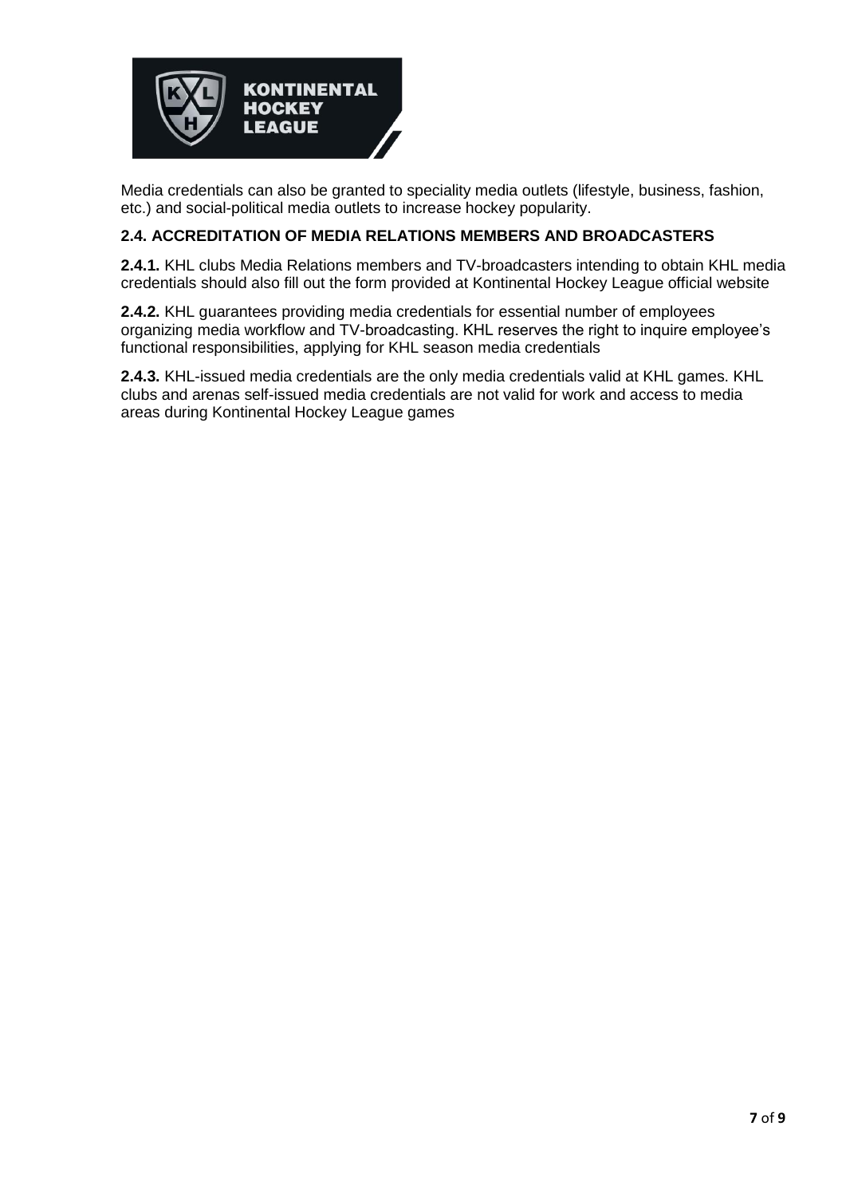Media credentials can also be granted to speciality media outlets (lifestyle, business, fashion, etc.) and social-political media outlets to increase hockey popularity.

### 2.4. ACCREDITATION OF MEDIA RELATIONS MEMBERS AND BROADCASTERS

**2.4.1.** KHL clubs Media Relations members and TV-broadcasters intending to obtain KHL media credentials should also fill out the form provided at Kontinental Hockey League official website

**2.4.2.** KHL guarantees providing media credentials for essential number of employees organizing media workflow and TV-broadcasting. KHL reserves the right to inquire employee's functional responsibilities, applying for KHL season media credentials

**2.4.3.** KHL-issued media credentials are the only media credentials valid at KHL games. KHL clubs and arenas self-issued media credentials are not valid for work and access to media areas during Kontinental Hockey League games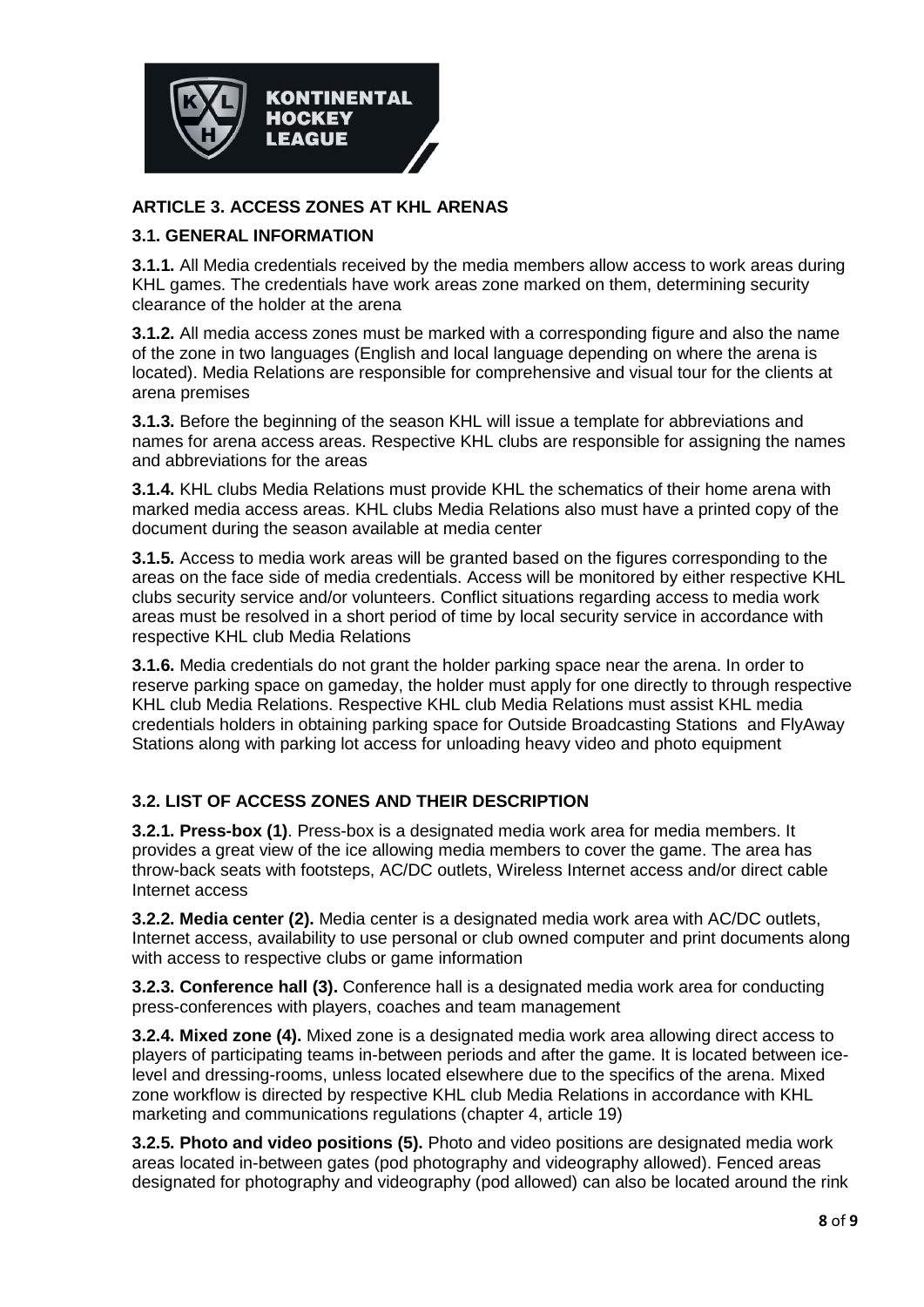## ARTICLE 3. ACCESS ZONES AT KHL ARENAS

### 3.1. GENERAL INFORMATION

**3.1.1.** All Media credentials received by the media members allow access to work areas during KHL games. The credentials have work areas zone marked on them, determining security clearance of the holder at the arena

**3.1.2.** All media access zones must be marked with a corresponding figure and also the name of the zone in two languages (English and local language depending on where the arena is located). Media Relations are responsible for comprehensive and visual tour for the clients at arena premises

**3.1.3.** Before the beginning of the season KHL will issue a template for abbreviations and names for arena access areas. Respective KHL clubs are responsible for assigning the names and abbreviations for the areas

**3.1.4.** KHL clubs Media Relations must provide KHL the schematics of their home arena with marked media access areas. KHL clubs Media Relations also must have a printed copy of the document during the season available at media center

**3.1.5.** Access to media work areas will be granted based on the figures corresponding to the areas on the face side of media credentials. Access will be monitored by either respective KHL clubs security service and/or volunteers. Conflict situations regarding access to media work areas must be resolved in a short period of time by local security service in accordance with respective KHL club Media Relations

**3.1.6.** Media credentials do not grant the holder parking space near the arena. In order to reserve parking space on gameday, the holder must apply for one directly to through respective KHL club Media Relations. Respective KHL club Media Relations must assist KHL media credentials holders in obtaining parking space for Outside Broadcasting Stations and FlyAway Stations along with parking lot access for unloading heavy video and photo equipment

### 3.2. LIST OF ACCESS ZONES AND THEIR DESCRIPTION

**3.2.1. Press-box (1)**. Press-box is a designated media work area for media members. It provides a great view of the ice allowing media members to cover the game. The area has throw-back seats with footsteps, AC/DC outlets, Wireless Internet access and/or direct cable Internet access

**3.2.2. Media center (2).** Media center is a designated media work area with AC/DC outlets, Internet access, availability to use personal or club owned computer and print documents along with access to respective clubs or game information

**3.2.3. Conference hall (3).** Conference hall is a designated media work area for conducting press-conferences with players, coaches and team management

**3.2.4. Mixed zone (4).** Mixed zone is a designated media work area allowing direct access to players of participating teams in-between periods and after the game. It is located between ice-level and dressing-rooms, unless located elsewhere due to the specifics of the arena. Mixed zone workflow is directed by respective KHL club Media Relations in accordance with KHL marketing and communications regulations (chapter 4, article 19)

**3.2.5. Photo and video positions (5).** Photo and video positions are designated media work areas located in-between gates (pod photography and videography allowed). Fenced areas designated for photography and videography (pod allowed) can also be located around the rink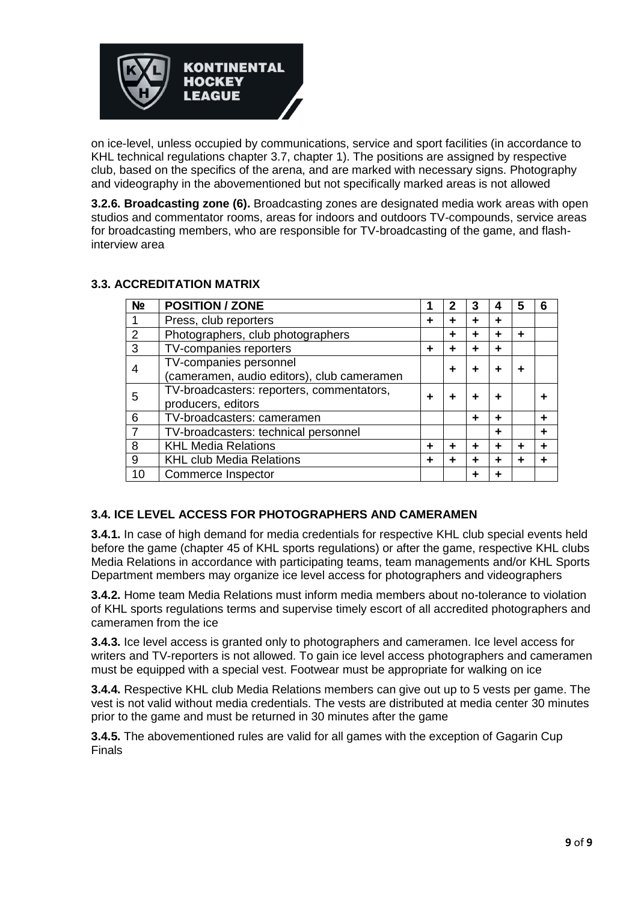on ice-level, unless occupied by communications, service and sport facilities (in accordance to KHL technical regulations chapter 3.7, chapter 1). The positions are assigned by respective club, based on the specifics of the arena, and are marked with necessary signs. Photography and videography in the abovementioned but not specifically marked areas is not allowed

**3.2.6. Broadcasting zone (6).** Broadcasting zones are designated media work areas with open studios and commentator rooms, areas for indoors and outdoors TV-compounds, service areas for broadcasting members, who are responsible for TV-broadcasting of the game, and flash-interview area

### 3.3. ACCREDITATION MATRIX

| № | POSITION / ZONE | 1 | 2 | 3 | 4 | 5 | 6 |
|---|---|---|---|---|---|---|---|
| 1 | Press, club reporters | + | + | + | + | | |
| 2 | Photographers, club photographers | | + | + | + | + | |
| 3 | TV-companies reporters | + | + | + | + | | |
| 4 | TV-companies personnel (cameramen, audio editors), club cameramen | | + | + | + | + | |
| 5 | TV-broadcasters: reporters, commentators, producers, editors | + | + | + | + | | + |
| 6 | TV-broadcasters: cameramen | | | + | + | | + |
| 7 | TV-broadcasters: technical personnel | | | | + | | + |
| 8 | KHL Media Relations | + | + | + | + | + | + |
| 9 | KHL club Media Relations | + | + | + | + | + | + |
| 10 | Commerce Inspector | | | + | + | | |

### 3.4. ICE LEVEL ACCESS FOR PHOTOGRAPHERS AND CAMERAMEN

**3.4.1.** In case of high demand for media credentials for respective KHL club special events held before the game (chapter 45 of KHL sports regulations) or after the game, respective KHL clubs Media Relations in accordance with participating teams, team managements and/or KHL Sports Department members may organize ice level access for photographers and videographers

**3.4.2.** Home team Media Relations must inform media members about no-tolerance to violation of KHL sports regulations terms and supervise timely escort of all accredited photographers and cameramen from the ice

**3.4.3.** Ice level access is granted only to photographers and cameramen. Ice level access for writers and TV-reporters is not allowed. To gain ice level access photographers and cameramen must be equipped with a special vest. Footwear must be appropriate for walking on ice

**3.4.4.** Respective KHL club Media Relations members can give out up to 5 vests per game. The vest is not valid without media credentials. The vests are distributed at media center 30 minutes prior to the game and must be returned in 30 minutes after the game

**3.4.5.** The abovementioned rules are valid for all games with the exception of Gagarin Cup Finals